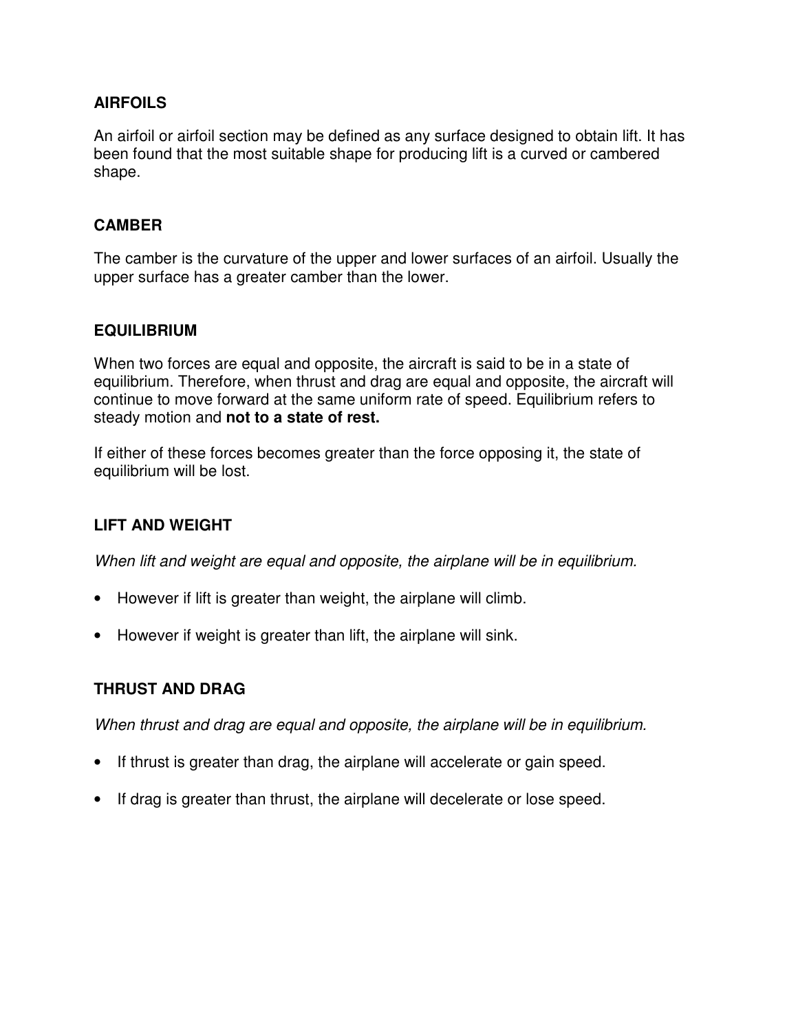## AIRFOILS

An airfoil or airfoil section may be defined as any surface designed to obtain lift. It has been found that the most suitable shape for producing lift is a curved or cambered shape.

## CAMBER

The camber is the curvature of the upper and lower surfaces of an airfoil. Usually the upper surface has a greater camber than the lower.

## EQUILIBRIUM

When two forces are equal and opposite, the aircraft is said to be in a state of equilibrium. Therefore, when thrust and drag are equal and opposite, the aircraft will continue to move forward at the same uniform rate of speed. Equilibrium refers to steady motion and **not to a state of rest.**

If either of these forces becomes greater than the force opposing it, the state of equilibrium will be lost.

## LIFT AND WEIGHT

*When lift and weight are equal and opposite, the airplane will be in equilibrium.*

- However if lift is greater than weight, the airplane will climb.
- However if weight is greater than lift, the airplane will sink.

## THRUST AND DRAG

*When thrust and drag are equal and opposite, the airplane will be in equilibrium.*

- If thrust is greater than drag, the airplane will accelerate or gain speed.
- If drag is greater than thrust, the airplane will decelerate or lose speed.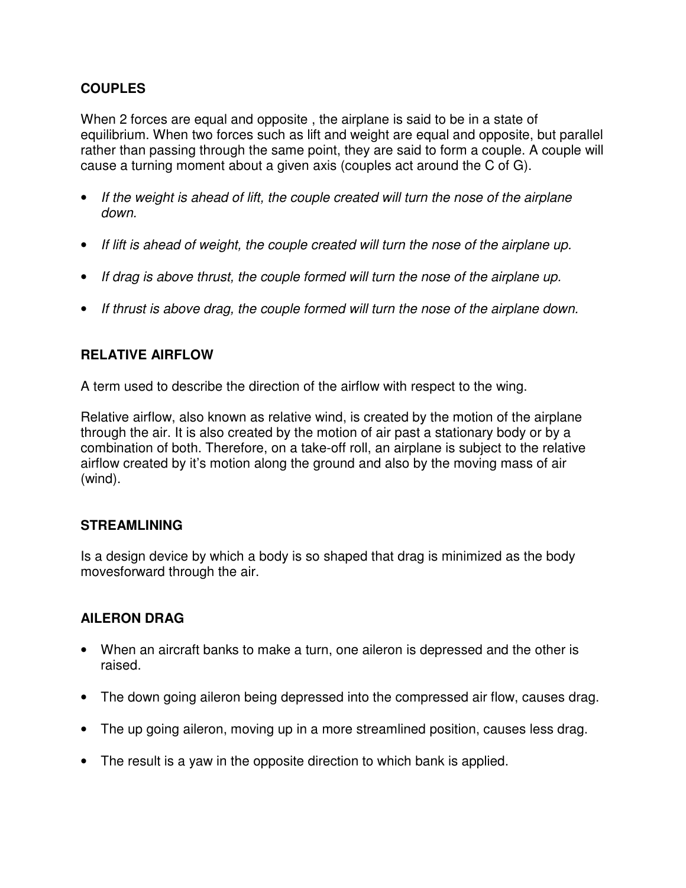## COUPLES

When 2 forces are equal and opposite , the airplane is said to be in a state of equilibrium. When two forces such as lift and weight are equal and opposite, but parallel rather than passing through the same point, they are said to form a couple. A couple will cause a turning moment about a given axis (couples act around the C of G).

- *If the weight is ahead of lift, the couple created will turn the nose of the airplane down.*
- *If lift is ahead of weight, the couple created will turn the nose of the airplane up.*
- *If drag is above thrust, the couple formed will turn the nose of the airplane up.*
- *If thrust is above drag, the couple formed will turn the nose of the airplane down.*

## RELATIVE AIRFLOW

A term used to describe the direction of the airflow with respect to the wing.

Relative airflow, also known as relative wind, is created by the motion of the airplane through the air. It is also created by the motion of air past a stationary body or by a combination of both. Therefore, on a take-off roll, an airplane is subject to the relative airflow created by it's motion along the ground and also by the moving mass of air (wind).

## STREAMLINING

Is a design device by which a body is so shaped that drag is minimized as the body movesforward through the air.

## AILERON DRAG

- When an aircraft banks to make a turn, one aileron is depressed and the other is raised.
- The down going aileron being depressed into the compressed air flow, causes drag.
- The up going aileron, moving up in a more streamlined position, causes less drag.
- The result is a yaw in the opposite direction to which bank is applied.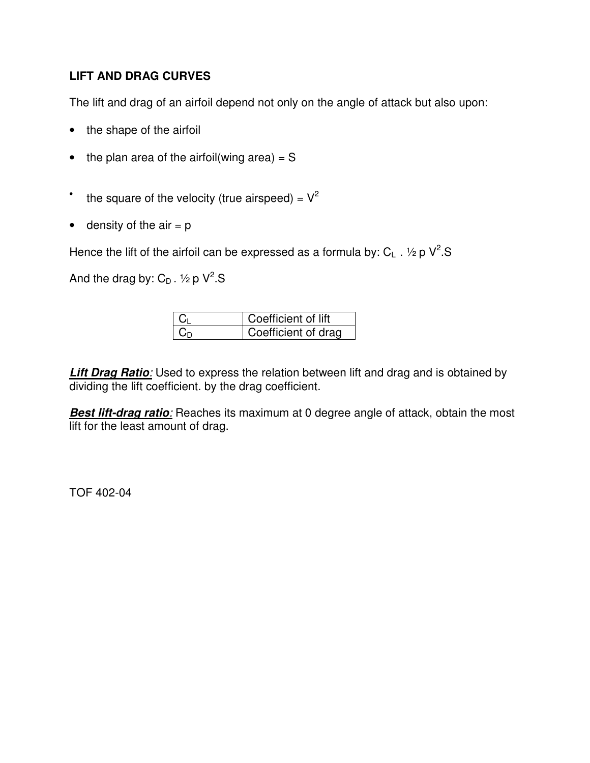**LIFT AND DRAG CURVES**

The lift and drag of an airfoil depend not only on the angle of attack but also upon:

- the shape of the airfoil
- the plan area of the airfoil(wing area) = S
- the square of the velocity (true airspeed) = $V^2$
- density of the air = p

Hence the lift of the airfoil can be expressed as a formula by: $C_L \cdot \frac{1}{2} p V^2 . S$

And the drag by: $C_D \cdot \frac{1}{2} p V^2 . S$

| | |
|---|---|
| $C_L$ | Coefficient of lift |
| $C_D$ | Coefficient of drag |

***Lift Drag Ratio:*** Used to express the relation between lift and drag and is obtained by dividing the lift coefficient. by the drag coefficient.

***Best lift-drag ratio:*** Reaches its maximum at 0 degree angle of attack, obtain the most lift for the least amount of drag.

TOF 402-04